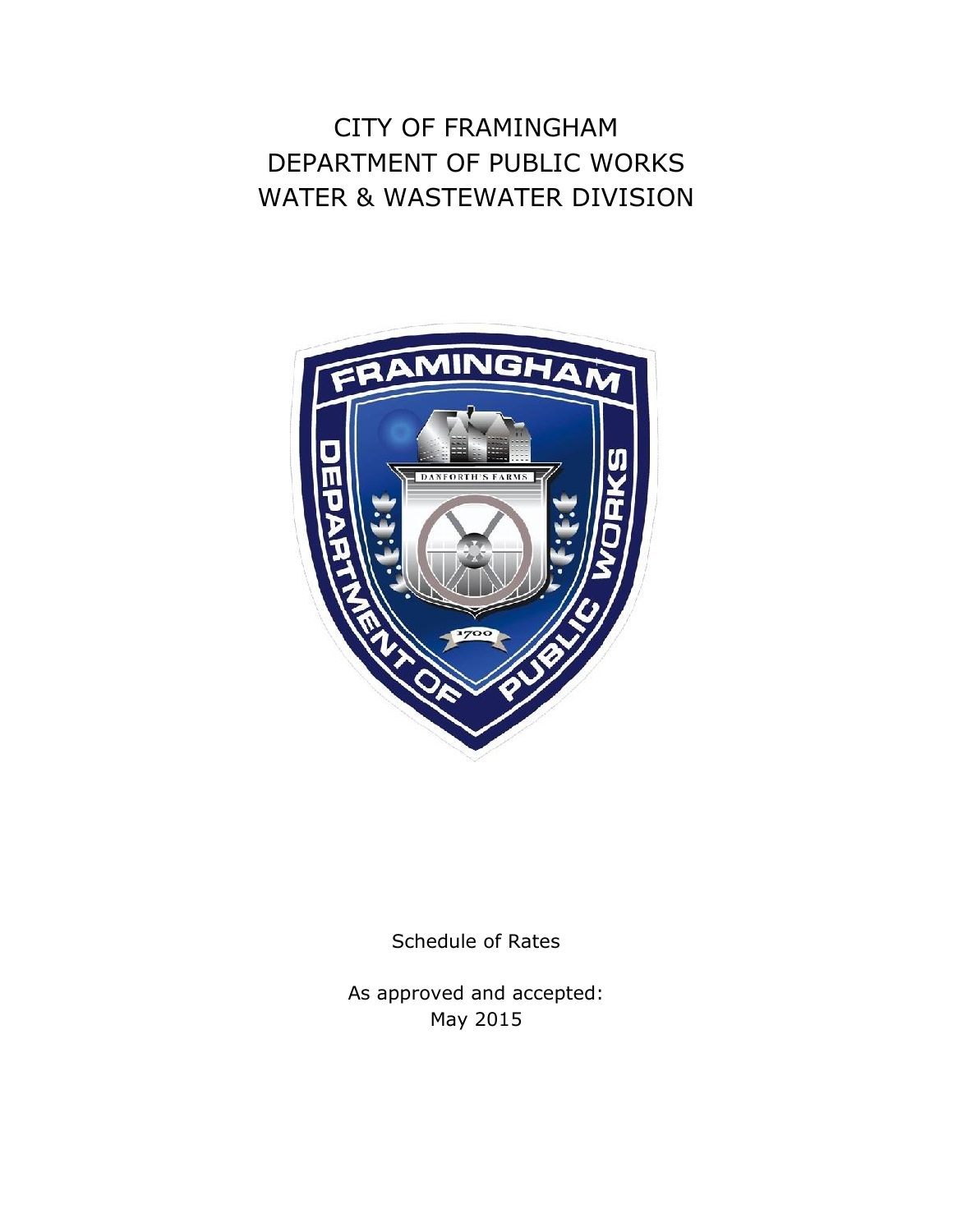# CITY OF FRAMINGHAM
# DEPARTMENT OF PUBLIC WORKS
# WATER & WASTEWATER DIVISION

Schedule of Rates

As approved and accepted:
May 2015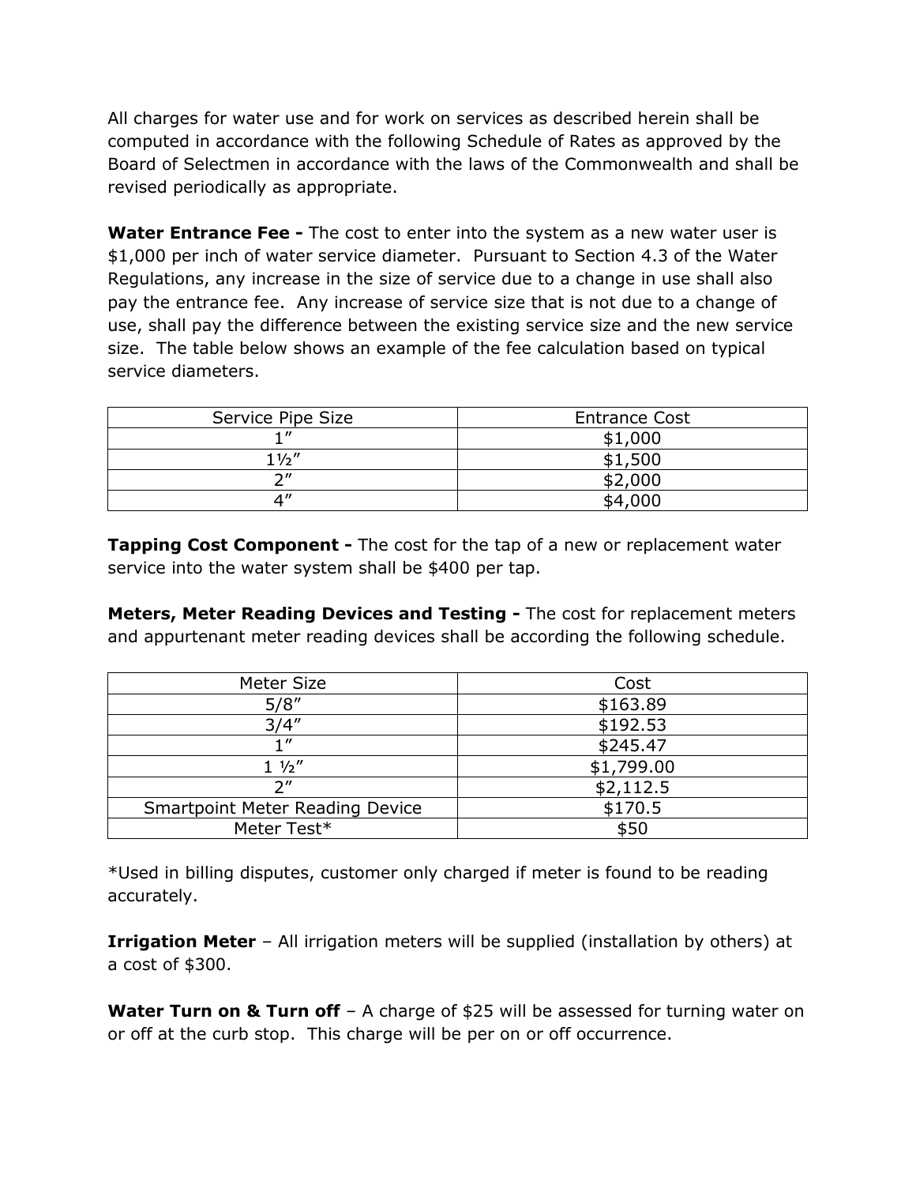All charges for water use and for work on services as described herein shall be computed in accordance with the following Schedule of Rates as approved by the Board of Selectmen in accordance with the laws of the Commonwealth and shall be revised periodically as appropriate.

**Water Entrance Fee -** The cost to enter into the system as a new water user is $1,000 per inch of water service diameter. Pursuant to Section 4.3 of the Water Regulations, any increase in the size of service due to a change in use shall also pay the entrance fee. Any increase of service size that is not due to a change of use, shall pay the difference between the existing service size and the new service size. The table below shows an example of the fee calculation based on typical service diameters.

| Service Pipe Size | Entrance Cost |
|---|---|
| 1″ | $1,000 |
| 1½″ | $1,500 |
| 2″ | $2,000 |
| 4″ | $4,000 |

**Tapping Cost Component -** The cost for the tap of a new or replacement water service into the water system shall be $400 per tap.

**Meters, Meter Reading Devices and Testing -** The cost for replacement meters and appurtenant meter reading devices shall be according the following schedule.

| Meter Size | Cost |
|---|---|
| 5/8″ | $163.89 |
| 3/4″ | $192.53 |
| 1″ | $245.47 |
| 1 ½″ | $1,799.00 |
| 2″ | $2,112.5 |
| Smartpoint Meter Reading Device | $170.5 |
| Meter Test* | $50 |

*Used in billing disputes, customer only charged if meter is found to be reading accurately.

**Irrigation Meter** – All irrigation meters will be supplied (installation by others) at a cost of $300.

**Water Turn on & Turn off** – A charge of $25 will be assessed for turning water on or off at the curb stop. This charge will be per on or off occurrence.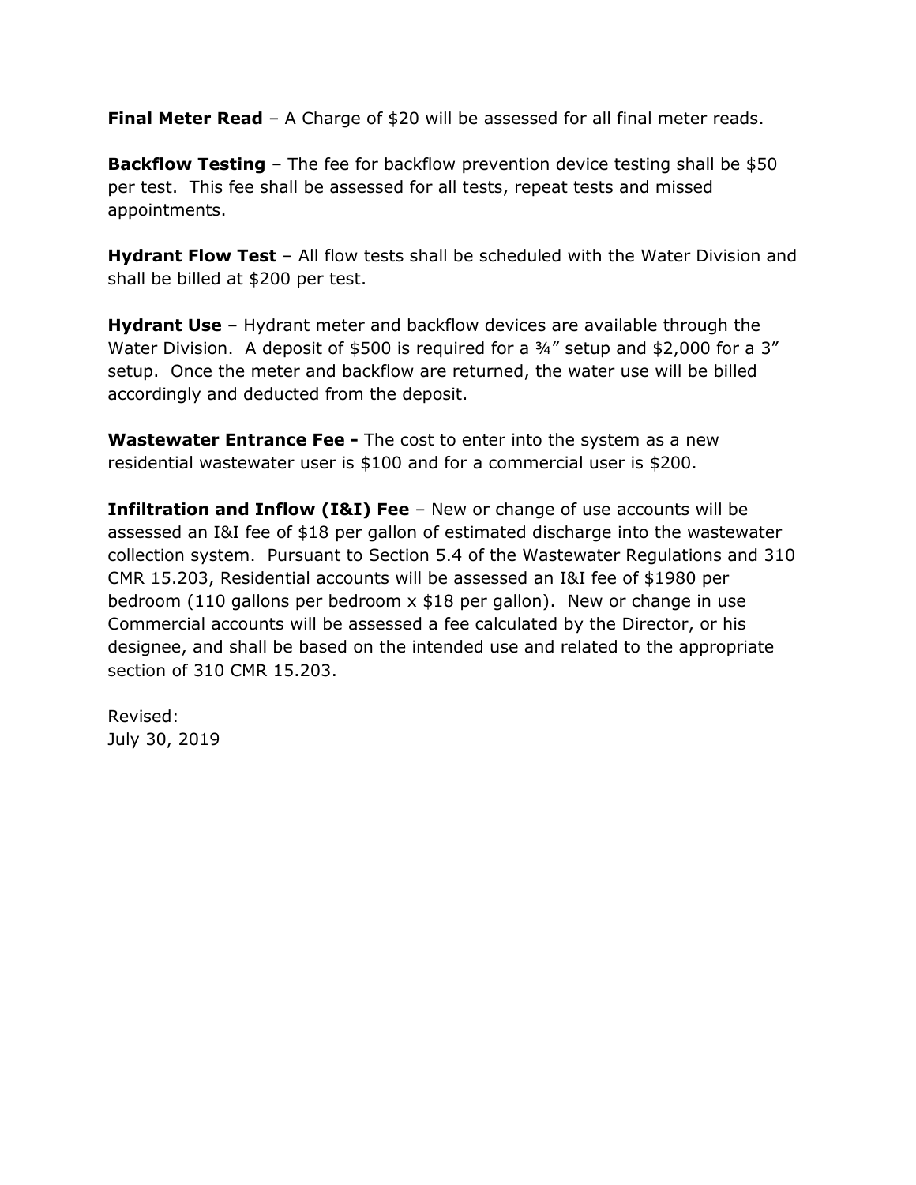**Final Meter Read** – A Charge of $20 will be assessed for all final meter reads.

**Backflow Testing** – The fee for backflow prevention device testing shall be $50 per test. This fee shall be assessed for all tests, repeat tests and missed appointments.

**Hydrant Flow Test** – All flow tests shall be scheduled with the Water Division and shall be billed at $200 per test.

**Hydrant Use** – Hydrant meter and backflow devices are available through the Water Division. A deposit of $500 is required for a ¾" setup and $2,000 for a 3" setup. Once the meter and backflow are returned, the water use will be billed accordingly and deducted from the deposit.

**Wastewater Entrance Fee -** The cost to enter into the system as a new residential wastewater user is $100 and for a commercial user is $200.

**Infiltration and Inflow (I&I) Fee** – New or change of use accounts will be assessed an I&I fee of $18 per gallon of estimated discharge into the wastewater collection system. Pursuant to Section 5.4 of the Wastewater Regulations and 310 CMR 15.203, Residential accounts will be assessed an I&I fee of $1980 per bedroom (110 gallons per bedroom x $18 per gallon). New or change in use Commercial accounts will be assessed a fee calculated by the Director, or his designee, and shall be based on the intended use and related to the appropriate section of 310 CMR 15.203.

Revised:
July 30, 2019